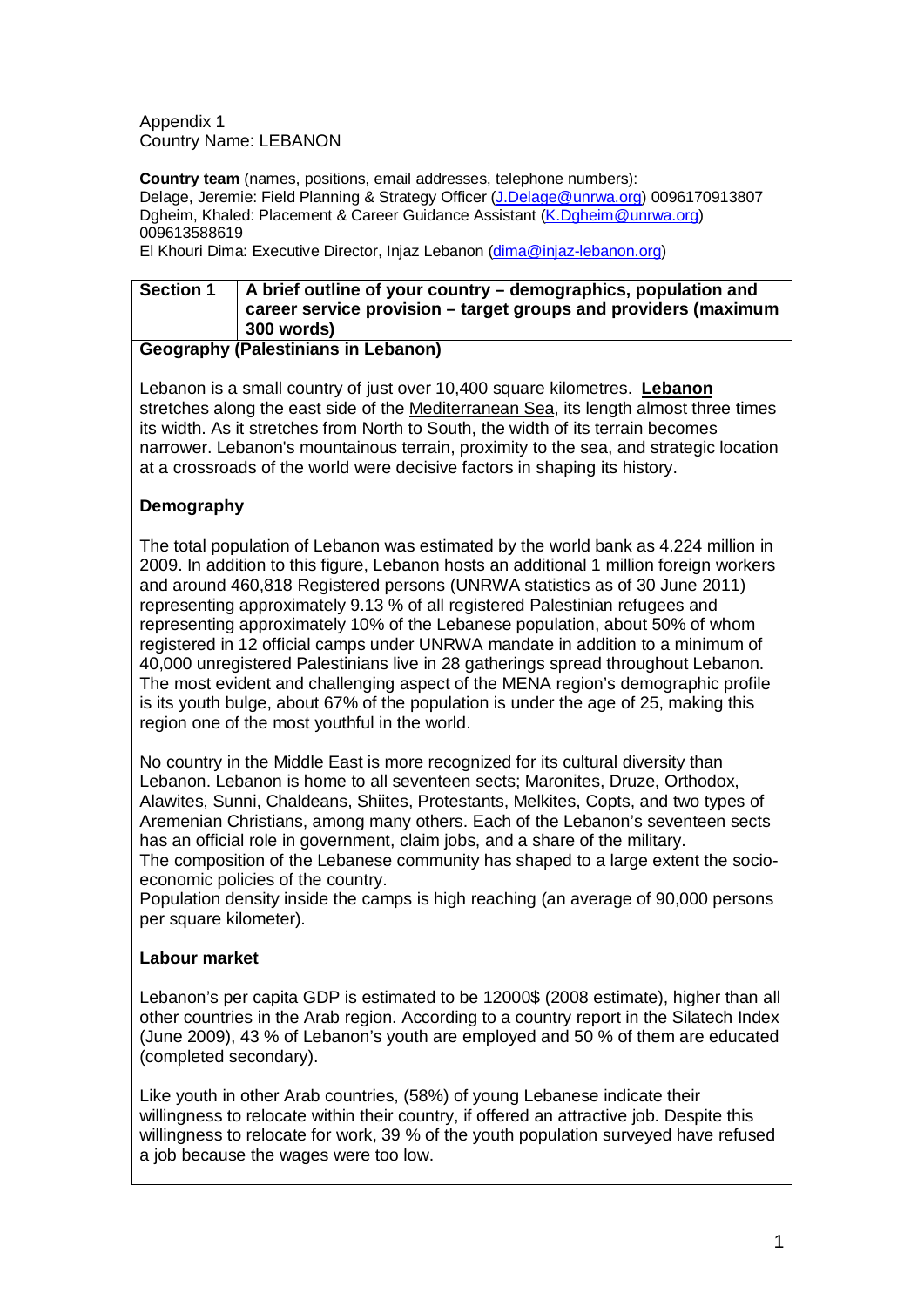Appendix 1
Country Name: LEBANON

**Country team** (names, positions, email addresses, telephone numbers):
Delage, Jeremie: Field Planning & Strategy Officer (J.Delage@unrwa.org) 0096170913807
Dgheim, Khaled: Placement & Career Guidance Assistant (K.Dgheim@unrwa.org) 009613588619
El Khouri Dima: Executive Director, Injaz Lebanon (dima@injaz-lebanon.org)

| **Section 1** | **A brief outline of your country – demographics, population and career service provision – target groups and providers (maximum 300 words)** |
|---|---|

**Geography (Palestinians in Lebanon)**

Lebanon is a small country of just over 10,400 square kilometres. **Lebanon** stretches along the east side of the Mediterranean Sea, its length almost three times its width. As it stretches from North to South, the width of its terrain becomes narrower. Lebanon's mountainous terrain, proximity to the sea, and strategic location at a crossroads of the world were decisive factors in shaping its history.

**Demography**

The total population of Lebanon was estimated by the world bank as 4.224 million in 2009. In addition to this figure, Lebanon hosts an additional 1 million foreign workers and around 460,818 Registered persons (UNRWA statistics as of 30 June 2011) representing approximately 9.13 % of all registered Palestinian refugees and representing approximately 10% of the Lebanese population, about 50% of whom registered in 12 official camps under UNRWA mandate in addition to a minimum of 40,000 unregistered Palestinians live in 28 gatherings spread throughout Lebanon. The most evident and challenging aspect of the MENA region's demographic profile is its youth bulge, about 67% of the population is under the age of 25, making this region one of the most youthful in the world.

No country in the Middle East is more recognized for its cultural diversity than Lebanon. Lebanon is home to all seventeen sects; Maronites, Druze, Orthodox, Alawites, Sunni, Chaldeans, Shiites, Protestants, Melkites, Copts, and two types of Aremenian Christians, among many others. Each of the Lebanon's seventeen sects has an official role in government, claim jobs, and a share of the military.
The composition of the Lebanese community has shaped to a large extent the socio-economic policies of the country.
Population density inside the camps is high reaching (an average of 90,000 persons per square kilometer).

**Labour market**

Lebanon's per capita GDP is estimated to be 12000$ (2008 estimate), higher than all other countries in the Arab region. According to a country report in the Silatech Index (June 2009), 43 % of Lebanon's youth are employed and 50 % of them are educated (completed secondary).

Like youth in other Arab countries, (58%) of young Lebanese indicate their willingness to relocate within their country, if offered an attractive job. Despite this willingness to relocate for work, 39 % of the youth population surveyed have refused a job because the wages were too low.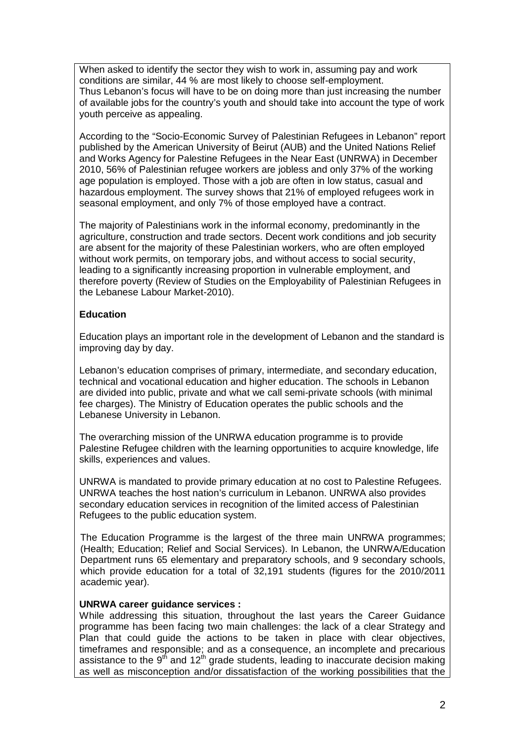When asked to identify the sector they wish to work in, assuming pay and work conditions are similar, 44 % are most likely to choose self-employment. Thus Lebanon's focus will have to be on doing more than just increasing the number of available jobs for the country's youth and should take into account the type of work youth perceive as appealing.

According to the "Socio-Economic Survey of Palestinian Refugees in Lebanon" report published by the American University of Beirut (AUB) and the United Nations Relief and Works Agency for Palestine Refugees in the Near East (UNRWA) in December 2010, 56% of Palestinian refugee workers are jobless and only 37% of the working age population is employed. Those with a job are often in low status, casual and hazardous employment. The survey shows that 21% of employed refugees work in seasonal employment, and only 7% of those employed have a contract.

The majority of Palestinians work in the informal economy, predominantly in the agriculture, construction and trade sectors. Decent work conditions and job security are absent for the majority of these Palestinian workers, who are often employed without work permits, on temporary jobs, and without access to social security, leading to a significantly increasing proportion in vulnerable employment, and therefore poverty (Review of Studies on the Employability of Palestinian Refugees in the Lebanese Labour Market-2010).

**Education**

Education plays an important role in the development of Lebanon and the standard is improving day by day.

Lebanon's education comprises of primary, intermediate, and secondary education, technical and vocational education and higher education. The schools in Lebanon are divided into public, private and what we call semi-private schools (with minimal fee charges). The Ministry of Education operates the public schools and the Lebanese University in Lebanon.

The overarching mission of the UNRWA education programme is to provide Palestine Refugee children with the learning opportunities to acquire knowledge, life skills, experiences and values.

UNRWA is mandated to provide primary education at no cost to Palestine Refugees. UNRWA teaches the host nation's curriculum in Lebanon. UNRWA also provides secondary education services in recognition of the limited access of Palestinian Refugees to the public education system.

The Education Programme is the largest of the three main UNRWA programmes; (Health; Education; Relief and Social Services). In Lebanon, the UNRWA/Education Department runs 65 elementary and preparatory schools, and 9 secondary schools, which provide education for a total of 32,191 students (figures for the 2010/2011 academic year).

**UNRWA career guidance services :**

While addressing this situation, throughout the last years the Career Guidance programme has been facing two main challenges: the lack of a clear Strategy and Plan that could guide the actions to be taken in place with clear objectives, timeframes and responsible; and as a consequence, an incomplete and precarious assistance to the 9th and 12th grade students, leading to inaccurate decision making as well as misconception and/or dissatisfaction of the working possibilities that the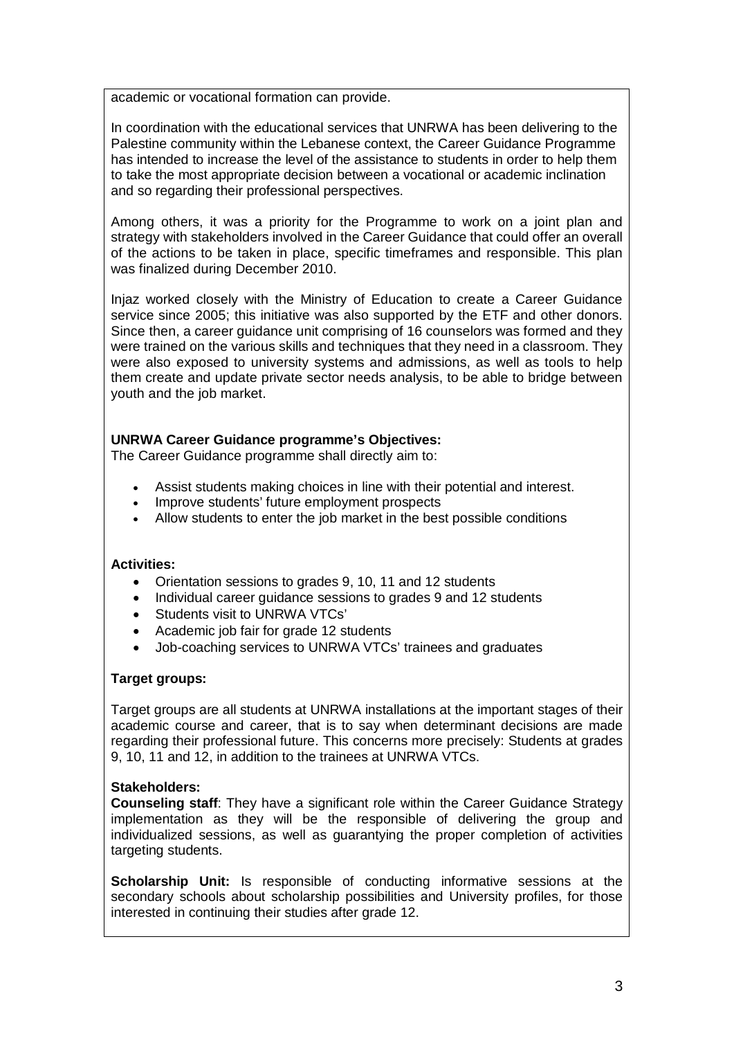academic or vocational formation can provide.

In coordination with the educational services that UNRWA has been delivering to the Palestine community within the Lebanese context, the Career Guidance Programme has intended to increase the level of the assistance to students in order to help them to take the most appropriate decision between a vocational or academic inclination and so regarding their professional perspectives.

Among others, it was a priority for the Programme to work on a joint plan and strategy with stakeholders involved in the Career Guidance that could offer an overall of the actions to be taken in place, specific timeframes and responsible. This plan was finalized during December 2010.

Injaz worked closely with the Ministry of Education to create a Career Guidance service since 2005; this initiative was also supported by the ETF and other donors. Since then, a career guidance unit comprising of 16 counselors was formed and they were trained on the various skills and techniques that they need in a classroom. They were also exposed to university systems and admissions, as well as tools to help them create and update private sector needs analysis, to be able to bridge between youth and the job market.

**UNRWA Career Guidance programme's Objectives:**
The Career Guidance programme shall directly aim to:

- Assist students making choices in line with their potential and interest.
- Improve students' future employment prospects
- Allow students to enter the job market in the best possible conditions

**Activities:**

- Orientation sessions to grades 9, 10, 11 and 12 students
- Individual career guidance sessions to grades 9 and 12 students
- Students visit to UNRWA VTCs'
- Academic job fair for grade 12 students
- Job-coaching services to UNRWA VTCs' trainees and graduates

**Target groups:**

Target groups are all students at UNRWA installations at the important stages of their academic course and career, that is to say when determinant decisions are made regarding their professional future. This concerns more precisely: Students at grades 9, 10, 11 and 12, in addition to the trainees at UNRWA VTCs.

**Stakeholders:**
**Counseling staff**: They have a significant role within the Career Guidance Strategy implementation as they will be the responsible of delivering the group and individualized sessions, as well as guarantying the proper completion of activities targeting students.

**Scholarship Unit:** Is responsible of conducting informative sessions at the secondary schools about scholarship possibilities and University profiles, for those interested in continuing their studies after grade 12.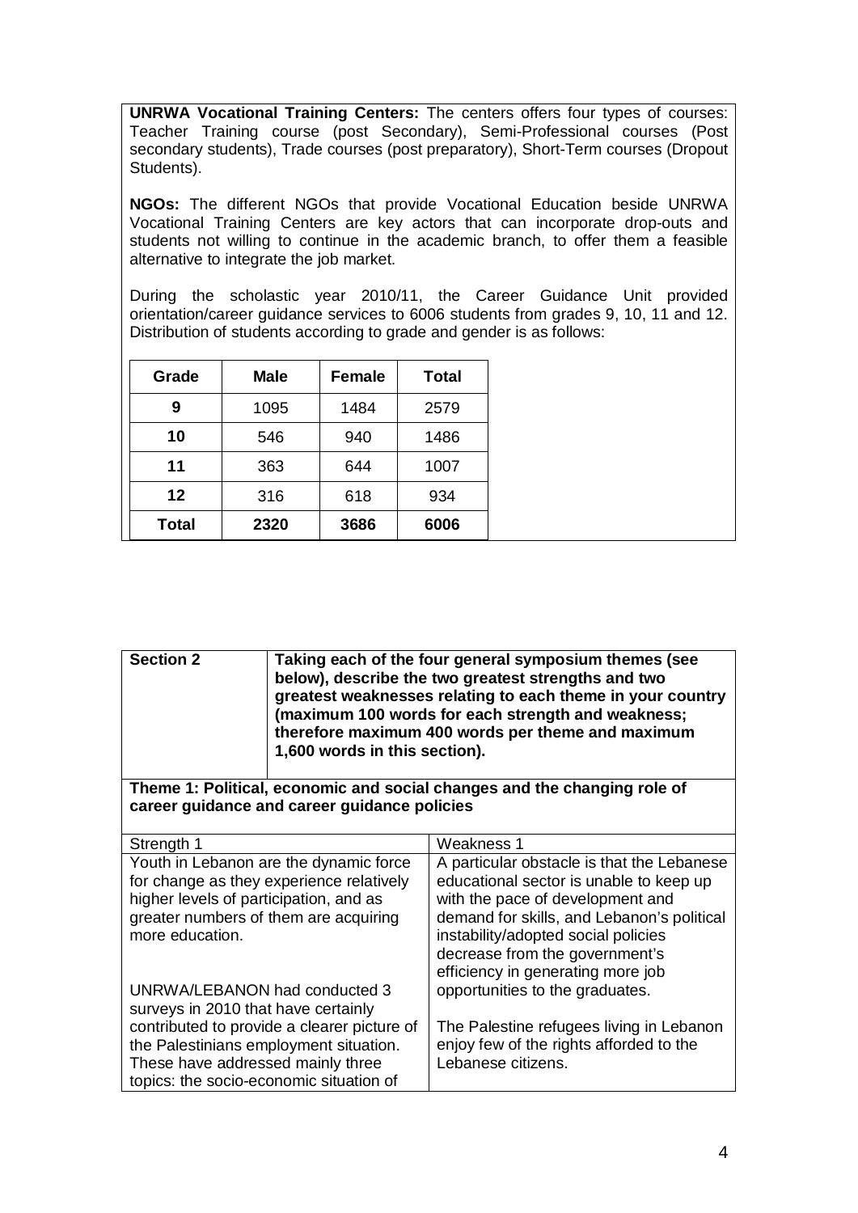**UNRWA Vocational Training Centers:** The centers offers four types of courses: Teacher Training course (post Secondary), Semi-Professional courses (Post secondary students), Trade courses (post preparatory), Short-Term courses (Dropout Students).

**NGOs:** The different NGOs that provide Vocational Education beside UNRWA Vocational Training Centers are key actors that can incorporate drop-outs and students not willing to continue in the academic branch, to offer them a feasible alternative to integrate the job market.

During the scholastic year 2010/11, the Career Guidance Unit provided orientation/career guidance services to 6006 students from grades 9, 10, 11 and 12. Distribution of students according to grade and gender is as follows:

| Grade | Male | Female | Total |
|---|---|---|---|
| **9** | 1095 | 1484 | 2579 |
| **10** | 546 | 940 | 1486 |
| **11** | 363 | 644 | 1007 |
| **12** | 316 | 618 | 934 |
| **Total** | **2320** | **3686** | **6006** |

| **Section 2** | **Taking each of the four general symposium themes (see below), describe the two greatest strengths and two greatest weaknesses relating to each theme in your country (maximum 100 words for each strength and weakness; therefore maximum 400 words per theme and maximum 1,600 words in this section).** |
|---|---|

**Theme 1: Political, economic and social changes and the changing role of career guidance and career guidance policies**

| Strength 1 | Weakness 1 |
|---|---|
| Youth in Lebanon are the dynamic force for change as they experience relatively higher levels of participation, and as greater numbers of them are acquiring more education.<br><br>UNRWA/LEBANON had conducted 3 surveys in 2010 that have certainly contributed to provide a clearer picture of the Palestinians employment situation. These have addressed mainly three topics: the socio-economic situation of | A particular obstacle is that the Lebanese educational sector is unable to keep up with the pace of development and demand for skills, and Lebanon's political instability/adopted social policies decrease from the government's efficiency in generating more job opportunities to the graduates.<br><br>The Palestine refugees living in Lebanon enjoy few of the rights afforded to the Lebanese citizens. |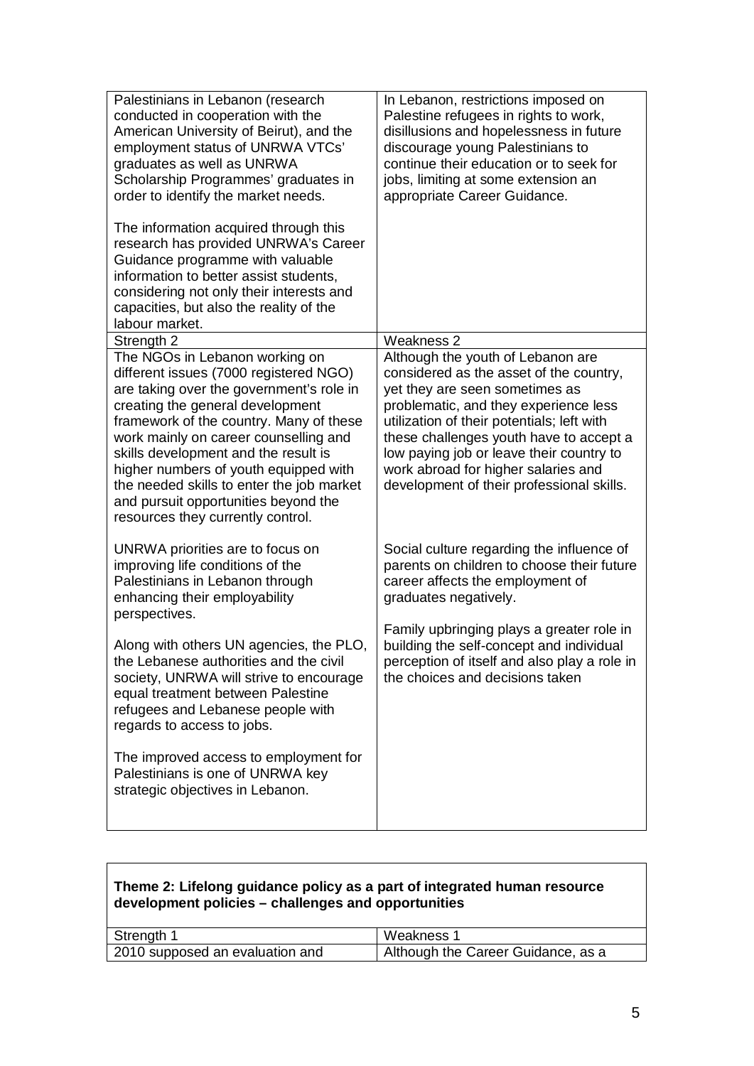| | |
|---|---|
| Palestinians in Lebanon (research conducted in cooperation with the American University of Beirut), and the employment status of UNRWA VTCs' graduates as well as UNRWA Scholarship Programmes' graduates in order to identify the market needs.<br><br>The information acquired through this research has provided UNRWA's Career Guidance programme with valuable information to better assist students, considering not only their interests and capacities, but also the reality of the labour market. | In Lebanon, restrictions imposed on Palestine refugees in rights to work, disillusions and hopelessness in future discourage young Palestinians to continue their education or to seek for jobs, limiting at some extension an appropriate Career Guidance. |
| Strength 2 | Weakness 2 |
| The NGOs in Lebanon working on different issues (7000 registered NGO) are taking over the government's role in creating the general development framework of the country. Many of these work mainly on career counselling and skills development and the result is higher numbers of youth equipped with the needed skills to enter the job market and pursuit opportunities beyond the resources they currently control.<br><br>UNRWA priorities are to focus on improving life conditions of the Palestinians in Lebanon through enhancing their employability perspectives.<br><br>Along with others UN agencies, the PLO, the Lebanese authorities and the civil society, UNRWA will strive to encourage equal treatment between Palestine refugees and Lebanese people with regards to access to jobs.<br><br>The improved access to employment for Palestinians is one of UNRWA key strategic objectives in Lebanon. | Although the youth of Lebanon are considered as the asset of the country, yet they are seen sometimes as problematic, and they experience less utilization of their potentials; left with these challenges youth have to accept a low paying job or leave their country to work abroad for higher salaries and development of their professional skills.<br><br>Social culture regarding the influence of parents on children to choose their future career affects the employment of graduates negatively.<br><br>Family upbringing plays a greater role in building the self-concept and individual perception of itself and also play a role in the choices and decisions taken |

| **Theme 2: Lifelong guidance policy as a part of integrated human resource development policies – challenges and opportunities** | |
|---|---|
| Strength 1 | Weakness 1 |
| 2010 supposed an evaluation and | Although the Career Guidance, as a |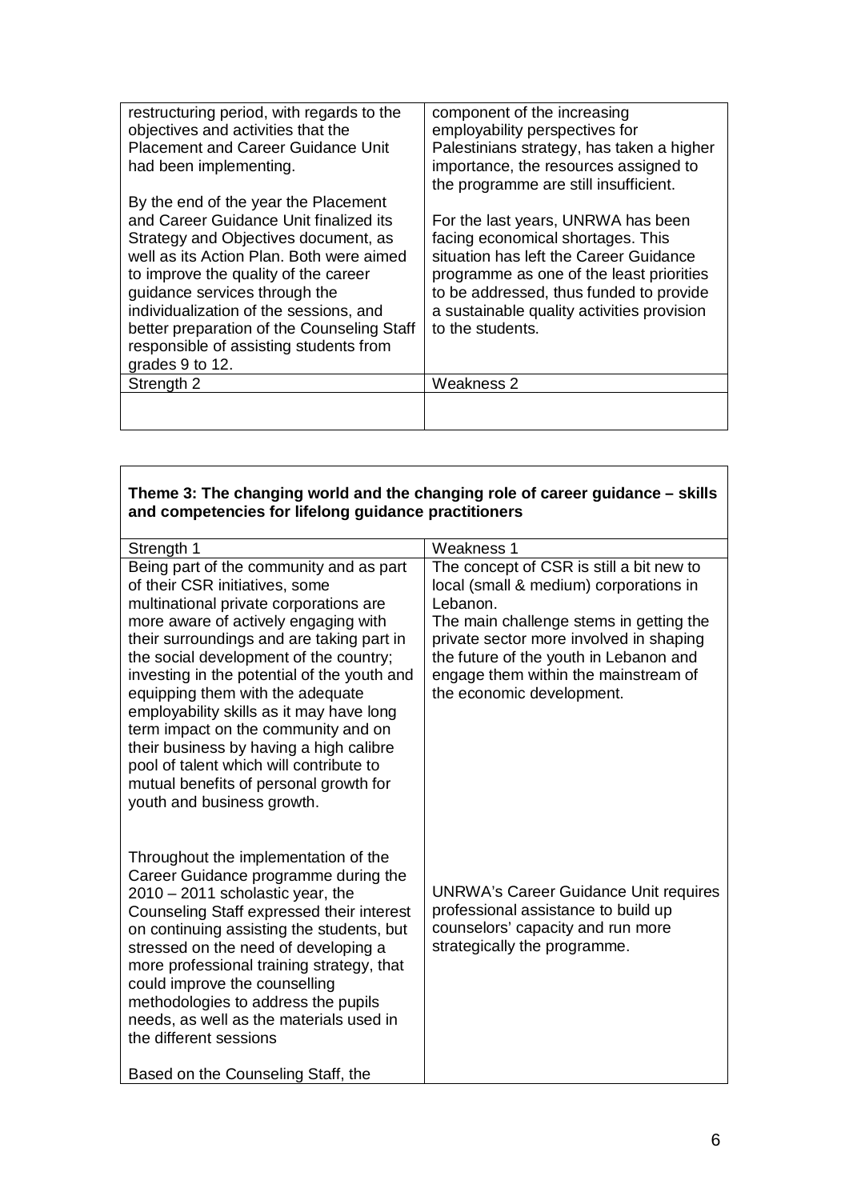| | |
|---|---|
| restructuring period, with regards to the objectives and activities that the Placement and Career Guidance Unit had been implementing.<br><br>By the end of the year the Placement and Career Guidance Unit finalized its Strategy and Objectives document, as well as its Action Plan. Both were aimed to improve the quality of the career guidance services through the individualization of the sessions, and better preparation of the Counseling Staff responsible of assisting students from grades 9 to 12. | component of the increasing employability perspectives for Palestinians strategy, has taken a higher importance, the resources assigned to the programme are still insufficient.<br><br>For the last years, UNRWA has been facing economical shortages. This situation has left the Career Guidance programme as one of the least priorities to be addressed, thus funded to provide a sustainable quality activities provision to the students. |
| Strength 2 | Weakness 2 |
| | |

| **Theme 3: The changing world and the changing role of career guidance – skills and competencies for lifelong guidance practitioners** | |
|---|---|
| Strength 1 | Weakness 1 |
| Being part of the community and as part of their CSR initiatives, some multinational private corporations are more aware of actively engaging with their surroundings and are taking part in the social development of the country; investing in the potential of the youth and equipping them with the adequate employability skills as it may have long term impact on the community and on their business by having a high calibre pool of talent which will contribute to mutual benefits of personal growth for youth and business growth.<br><br>Throughout the implementation of the Career Guidance programme during the 2010 – 2011 scholastic year, the Counseling Staff expressed their interest on continuing assisting the students, but stressed on the need of developing a more professional training strategy, that could improve the counselling methodologies to address the pupils needs, as well as the materials used in the different sessions<br><br>Based on the Counseling Staff, the | The concept of CSR is still a bit new to local (small & medium) corporations in Lebanon.<br>The main challenge stems in getting the private sector more involved in shaping the future of the youth in Lebanon and engage them within the mainstream of the economic development.<br><br>UNRWA's Career Guidance Unit requires professional assistance to build up counselors' capacity and run more strategically the programme. |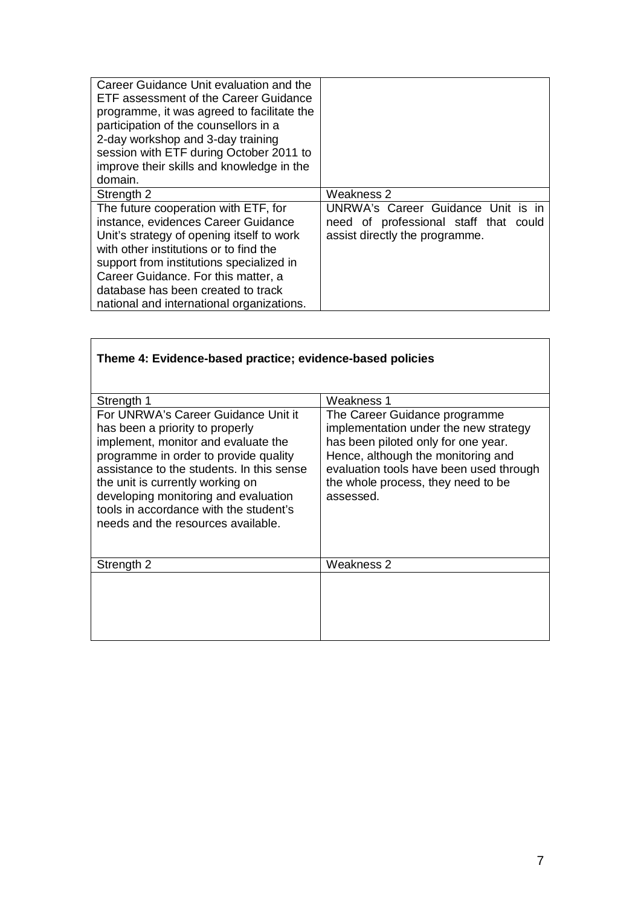| | |
|---|---|
| Career Guidance Unit evaluation and the ETF assessment of the Career Guidance programme, it was agreed to facilitate the participation of the counsellors in a 2-day workshop and 3-day training session with ETF during October 2011 to improve their skills and knowledge in the domain. | |
| Strength 2 | Weakness 2 |
| The future cooperation with ETF, for instance, evidences Career Guidance Unit's strategy of opening itself to work with other institutions or to find the support from institutions specialized in Career Guidance. For this matter, a database has been created to track national and international organizations. | UNRWA's Career Guidance Unit is in need of professional staff that could assist directly the programme. |

| **Theme 4: Evidence-based practice; evidence-based policies** | |
|---|---|
| Strength 1 | Weakness 1 |
| For UNRWA's Career Guidance Unit it has been a priority to properly implement, monitor and evaluate the programme in order to provide quality assistance to the students. In this sense the unit is currently working on developing monitoring and evaluation tools in accordance with the student's needs and the resources available. | The Career Guidance programme implementation under the new strategy has been piloted only for one year. Hence, although the monitoring and evaluation tools have been used through the whole process, they need to be assessed. |
| Strength 2 | Weakness 2 |
| | |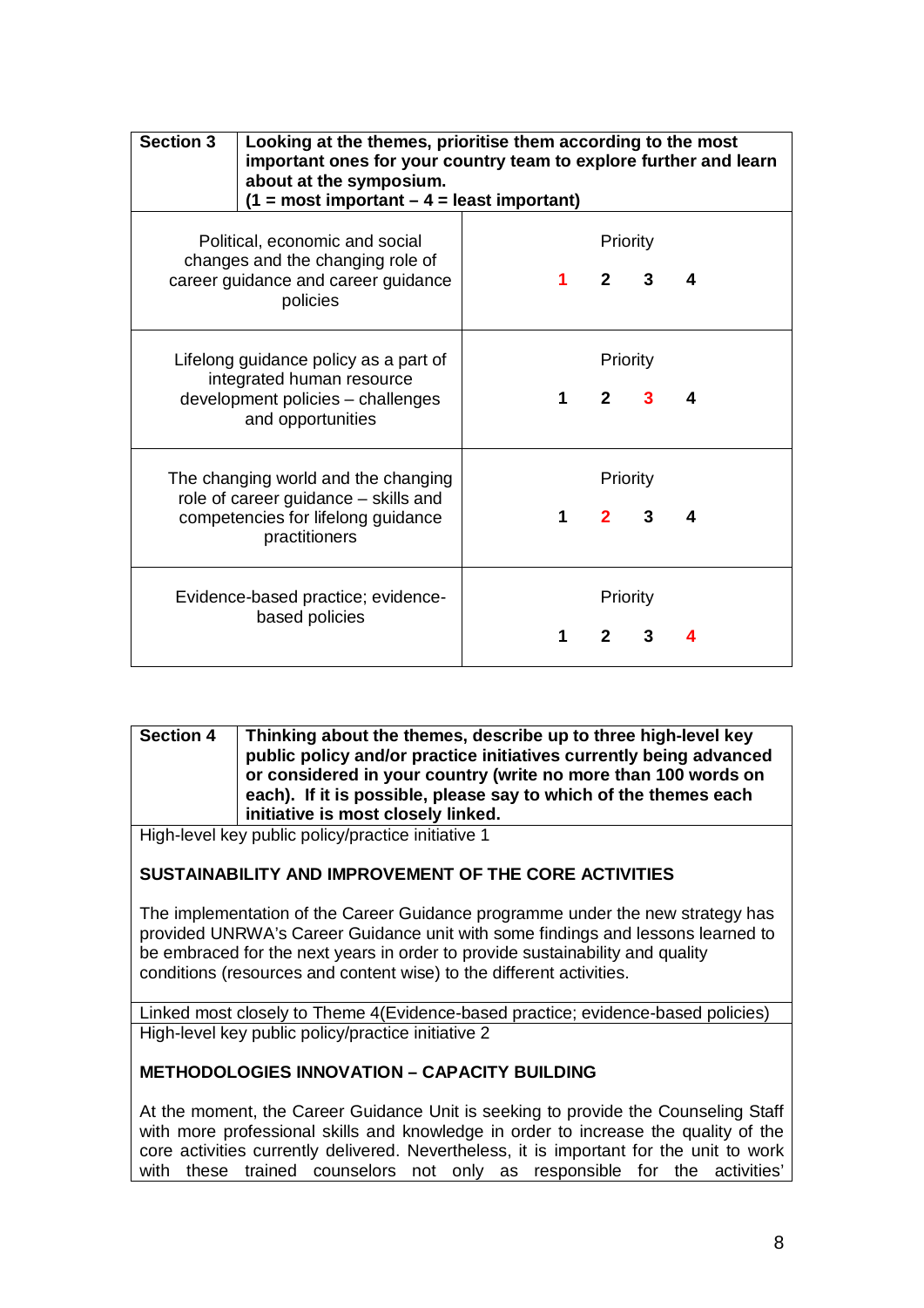| Section 3 | Looking at the themes, prioritise them according to the most important ones for your country team to explore further and learn about at the symposium. (1 = most important – 4 = least important) |
|---|---|
| Political, economic and social changes and the changing role of career guidance and career guidance policies | Priority<br>**1** 2 3 4 |
| Lifelong guidance policy as a part of integrated human resource development policies – challenges and opportunities | Priority<br>1 2 **3** 4 |
| The changing world and the changing role of career guidance – skills and competencies for lifelong guidance practitioners | Priority<br>1 **2** 3 4 |
| Evidence-based practice; evidence-based policies | Priority<br>1 2 3 **4** |

| Section 4 | Thinking about the themes, describe up to three high-level key public policy and/or practice initiatives currently being advanced or considered in your country (write no more than 100 words on each). If it is possible, please say to which of the themes each initiative is most closely linked. |
|---|---|

High-level key public policy/practice initiative 1

**SUSTAINABILITY AND IMPROVEMENT OF THE CORE ACTIVITIES**

The implementation of the Career Guidance programme under the new strategy has provided UNRWA's Career Guidance unit with some findings and lessons learned to be embraced for the next years in order to provide sustainability and quality conditions (resources and content wise) to the different activities.

Linked most closely to Theme 4(Evidence-based practice; evidence-based policies)

High-level key public policy/practice initiative 2

**METHODOLOGIES INNOVATION – CAPACITY BUILDING**

At the moment, the Career Guidance Unit is seeking to provide the Counseling Staff with more professional skills and knowledge in order to increase the quality of the core activities currently delivered. Nevertheless, it is important for the unit to work with these trained counselors not only as responsible for the activities'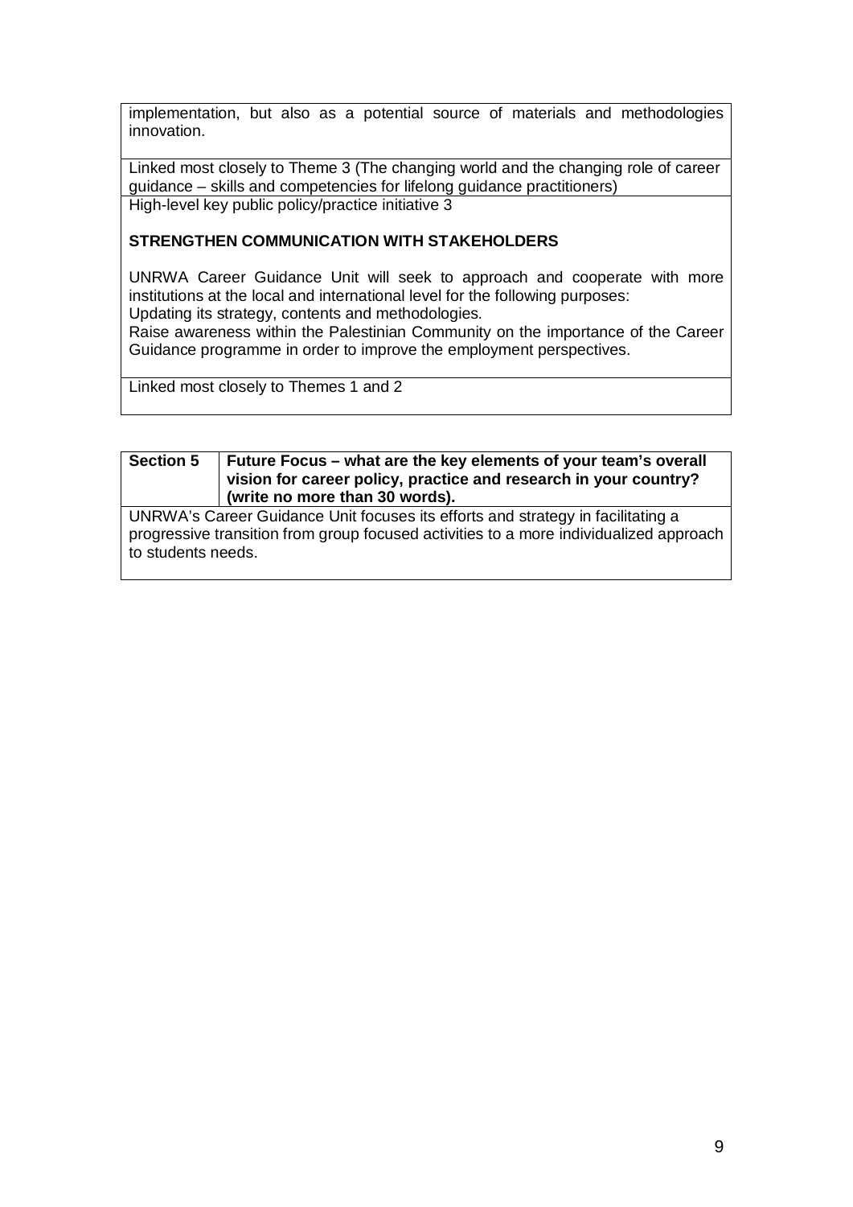implementation, but also as a potential source of materials and methodologies innovation.

Linked most closely to Theme 3 (The changing world and the changing role of career guidance – skills and competencies for lifelong guidance practitioners)

High-level key public policy/practice initiative 3

**STRENGTHEN COMMUNICATION WITH STAKEHOLDERS**

UNRWA Career Guidance Unit will seek to approach and cooperate with more institutions at the local and international level for the following purposes:
Updating its strategy, contents and methodologies.
Raise awareness within the Palestinian Community on the importance of the Career Guidance programme in order to improve the employment perspectives.

Linked most closely to Themes 1 and 2

| **Section 5** | **Future Focus – what are the key elements of your team's overall vision for career policy, practice and research in your country? (write no more than 30 words).** |
|---|---|
| UNRWA's Career Guidance Unit focuses its efforts and strategy in facilitating a progressive transition from group focused activities to a more individualized approach to students needs. | |